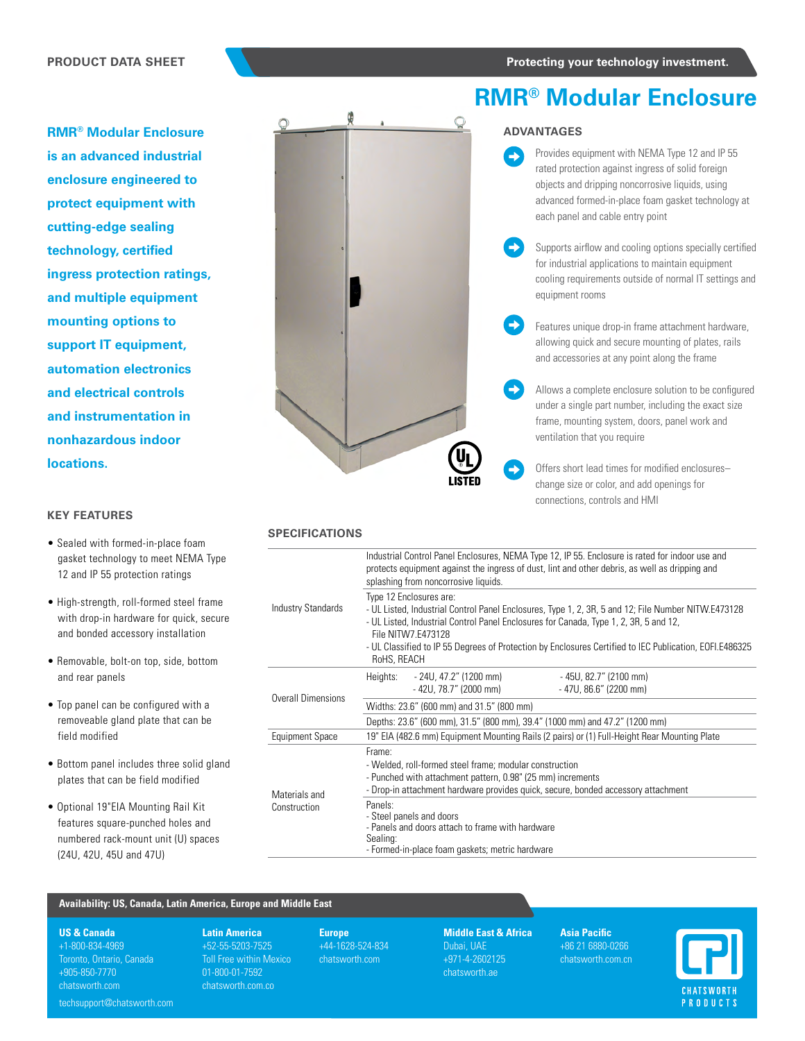PRODUCT DATA SHEET

Protecting your technology investment.

# RMR® Modular Enclosure

**RMR® Modular Enclosure is an advanced industrial enclosure engineered to protect equipment with cutting-edge sealing technology, certified ingress protection ratings, and multiple equipment mounting options to support IT equipment, automation electronics and electrical controls and instrumentation in nonhazardous indoor locations.**

UL LISTED

## ADVANTAGES

- Provides equipment with NEMA Type 12 and IP 55 rated protection against ingress of solid foreign objects and dripping noncorrosive liquids, using advanced formed-in-place foam gasket technology at each panel and cable entry point
- Supports airflow and cooling options specially certified for industrial applications to maintain equipment cooling requirements outside of normal IT settings and equipment rooms
- Features unique drop-in frame attachment hardware, allowing quick and secure mounting of plates, rails and accessories at any point along the frame
- Allows a complete enclosure solution to be configured under a single part number, including the exact size frame, mounting system, doors, panel work and ventilation that you require
- Offers short lead times for modified enclosures–change size or color, and add openings for connections, controls and HMI

## KEY FEATURES

- Sealed with formed-in-place foam gasket technology to meet NEMA Type 12 and IP 55 protection ratings
- High-strength, roll-formed steel frame with drop-in hardware for quick, secure and bonded accessory installation
- Removable, bolt-on top, side, bottom and rear panels
- Top panel can be configured with a removeable gland plate that can be field modified
- Bottom panel includes three solid gland plates that can be field modified
- Optional 19"EIA Mounting Rail Kit features square-punched holes and numbered rack-mount unit (U) spaces (24U, 42U, 45U and 47U)

## SPECIFICATIONS

| | |
|---|---|
| Industry Standards | Industrial Control Panel Enclosures, NEMA Type 12, IP 55. Enclosure is rated for indoor use and protects equipment against the ingress of dust, lint and other debris, as well as dripping and splashing from noncorrosive liquids. |
| | Type 12 Enclosures are:<br>- UL Listed, Industrial Control Panel Enclosures, Type 1, 2, 3R, 5 and 12; File Number NITW.E473128<br>- UL Listed, Industrial Control Panel Enclosures for Canada, Type 1, 2, 3R, 5 and 12, File NITW7.E473128<br>- UL Classified to IP 55 Degrees of Protection by Enclosures Certified to IEC Publication, EOFI.E486325<br>RoHS, REACH |
| Overall Dimensions | Heights: - 24U, 47.2" (1200 mm) - 42U, 78.7" (2000 mm) - 45U, 82.7" (2100 mm) - 47U, 86.6" (2200 mm) |
| | Widths: 23.6" (600 mm) and 31.5" (800 mm) |
| | Depths: 23.6" (600 mm), 31.5" (800 mm), 39.4" (1000 mm) and 47.2" (1200 mm) |
| Equipment Space | 19" EIA (482.6 mm) Equipment Mounting Rails (2 pairs) or (1) Full-Height Rear Mounting Plate |
| Materials and Construction | Frame:<br>- Welded, roll-formed steel frame; modular construction<br>- Punched with attachment pattern, 0.98" (25 mm) increments<br>- Drop-in attachment hardware provides quick, secure, bonded accessory attachment |
| | Panels:<br>- Steel panels and doors<br>- Panels and doors attach to frame with hardware<br>Sealing:<br>- Formed-in-place foam gaskets; metric hardware |

**Availability: US, Canada, Latin America, Europe and Middle East**

**US & Canada**
+1-800-834-4969
Toronto, Ontario, Canada
+905-850-7770
chatsworth.com
techsupport@chatsworth.com

**Latin America**
+52-55-5203-7525
Toll Free within Mexico
01-800-01-7592
chatsworth.com.co

**Europe**
+44-1628-524-834
chatsworth.com

**Middle East & Africa**
Dubai, UAE
+971-4-2602125
chatsworth.ae

**Asia Pacific**
+86 21 6880-0266
chatsworth.com.cn

CPI CHATSWORTH PRODUCTS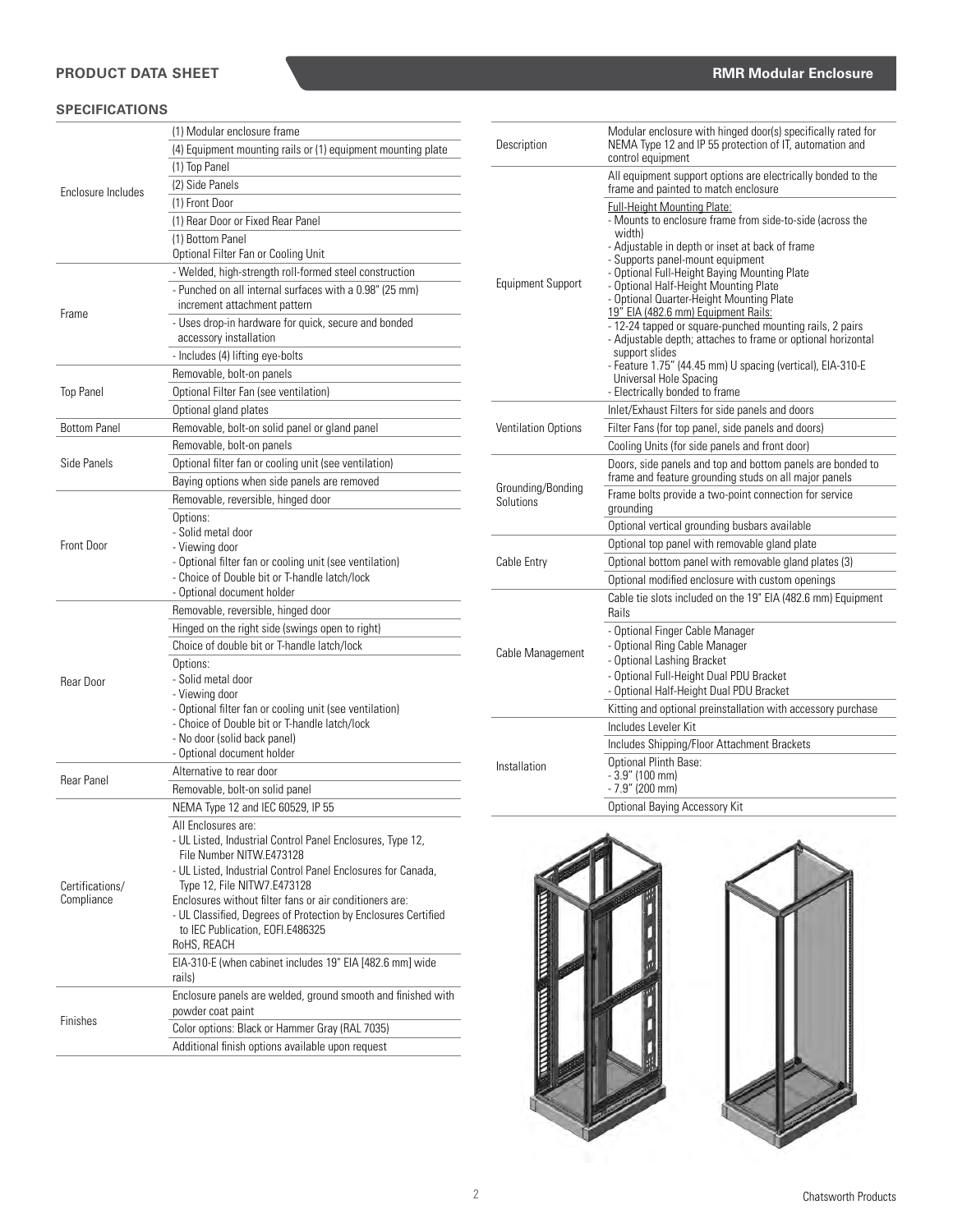## SPECIFICATIONS

| | |
|---|---|
| Enclosure Includes | (1) Modular enclosure frame |
| | (4) Equipment mounting rails or (1) equipment mounting plate |
| | (1) Top Panel |
| | (2) Side Panels |
| | (1) Front Door |
| | (1) Rear Door or Fixed Rear Panel |
| | (1) Bottom Panel<br>Optional Filter Fan or Cooling Unit |
| Frame | - Welded, high-strength roll-formed steel construction |
| | - Punched on all internal surfaces with a 0.98" (25 mm) increment attachment pattern |
| | - Uses drop-in hardware for quick, secure and bonded accessory installation |
| | - Includes (4) lifting eye-bolts |
| Top Panel | Removable, bolt-on panels |
| | Optional Filter Fan (see ventilation) |
| | Optional gland plates |
| Bottom Panel | Removable, bolt-on solid panel or gland panel |
| Side Panels | Removable, bolt-on panels |
| | Optional filter fan or cooling unit (see ventilation) |
| | Baying options when side panels are removed |
| Front Door | Removable, reversible, hinged door |
| | Options:<br>- Solid metal door<br>- Viewing door<br>- Optional filter fan or cooling unit (see ventilation)<br>- Choice of Double bit or T-handle latch/lock<br>- Optional document holder |
| Rear Door | Removable, reversible, hinged door |
| | Hinged on the right side (swings open to right) |
| | Choice of double bit or T-handle latch/lock |
| | Options:<br>- Solid metal door<br>- Viewing door<br>- Optional filter fan or cooling unit (see ventilation)<br>- Choice of Double bit or T-handle latch/lock<br>- No door (solid back panel)<br>- Optional document holder |
| Rear Panel | Alternative to rear door |
| | Removable, bolt-on solid panel |
| Certifications/ Compliance | NEMA Type 12 and IEC 60529, IP 55 |
| | All Enclosures are:<br>- UL Listed, Industrial Control Panel Enclosures, Type 12, File Number NITW.E473128<br>- UL Listed, Industrial Control Panel Enclosures for Canada, Type 12, File NITW7.E473128<br>Enclosures without filter fans or air conditioners are:<br>- UL Classified, Degrees of Protection by Enclosures Certified to IEC Publication, EOFI.E486325<br>RoHS, REACH |
| | EIA-310-E (when cabinet includes 19" EIA [482.6 mm] wide rails) |
| Finishes | Enclosure panels are welded, ground smooth and finished with powder coat paint |
| | Color options: Black or Hammer Gray (RAL 7035) |
| | Additional finish options available upon request |

| | |
|---|---|
| Description | Modular enclosure with hinged door(s) specifically rated for NEMA Type 12 and IP 55 protection of IT, automation and control equipment |
| Equipment Support | All equipment support options are electrically bonded to the frame and painted to match enclosure |
| | Full-Height Mounting Plate:<br>- Mounts to enclosure frame from side-to-side (across the width)<br>- Adjustable in depth or inset at back of frame<br>- Supports panel-mount equipment<br>- Optional Full-Height Baying Mounting Plate<br>- Optional Half-Height Mounting Plate<br>- Optional Quarter-Height Mounting Plate<br>19" EIA (482.6 mm) Equipment Rails:<br>- 12-24 tapped or square-punched mounting rails, 2 pairs<br>- Adjustable depth; attaches to frame or optional horizontal support slides<br>- Feature 1.75" (44.45 mm) U spacing (vertical), EIA-310-E Universal Hole Spacing<br>- Electrically bonded to frame |
| Ventilation Options | Inlet/Exhaust Filters for side panels and doors |
| | Filter Fans (for top panel, side panels and doors) |
| | Cooling Units (for side panels and front door) |
| Grounding/Bonding Solutions | Doors, side panels and top and bottom panels are bonded to frame and feature grounding studs on all major panels |
| | Frame bolts provide a two-point connection for service grounding |
| | Optional vertical grounding busbars available |
| Cable Entry | Optional top panel with removable gland plate |
| | Optional bottom panel with removable gland plates (3) |
| | Optional modified enclosure with custom openings |
| Cable Management | Cable tie slots included on the 19" EIA (482.6 mm) Equipment Rails |
| | - Optional Finger Cable Manager<br>- Optional Ring Cable Manager<br>- Optional Lashing Bracket<br>- Optional Full-Height Dual PDU Bracket<br>- Optional Half-Height Dual PDU Bracket |
| | Kitting and optional preinstallation with accessory purchase |
| Installation | Includes Leveler Kit |
| | Includes Shipping/Floor Attachment Brackets |
| | Optional Plinth Base:<br>- 3.9" (100 mm)<br>- 7.9" (200 mm) |
| | Optional Baying Accessory Kit |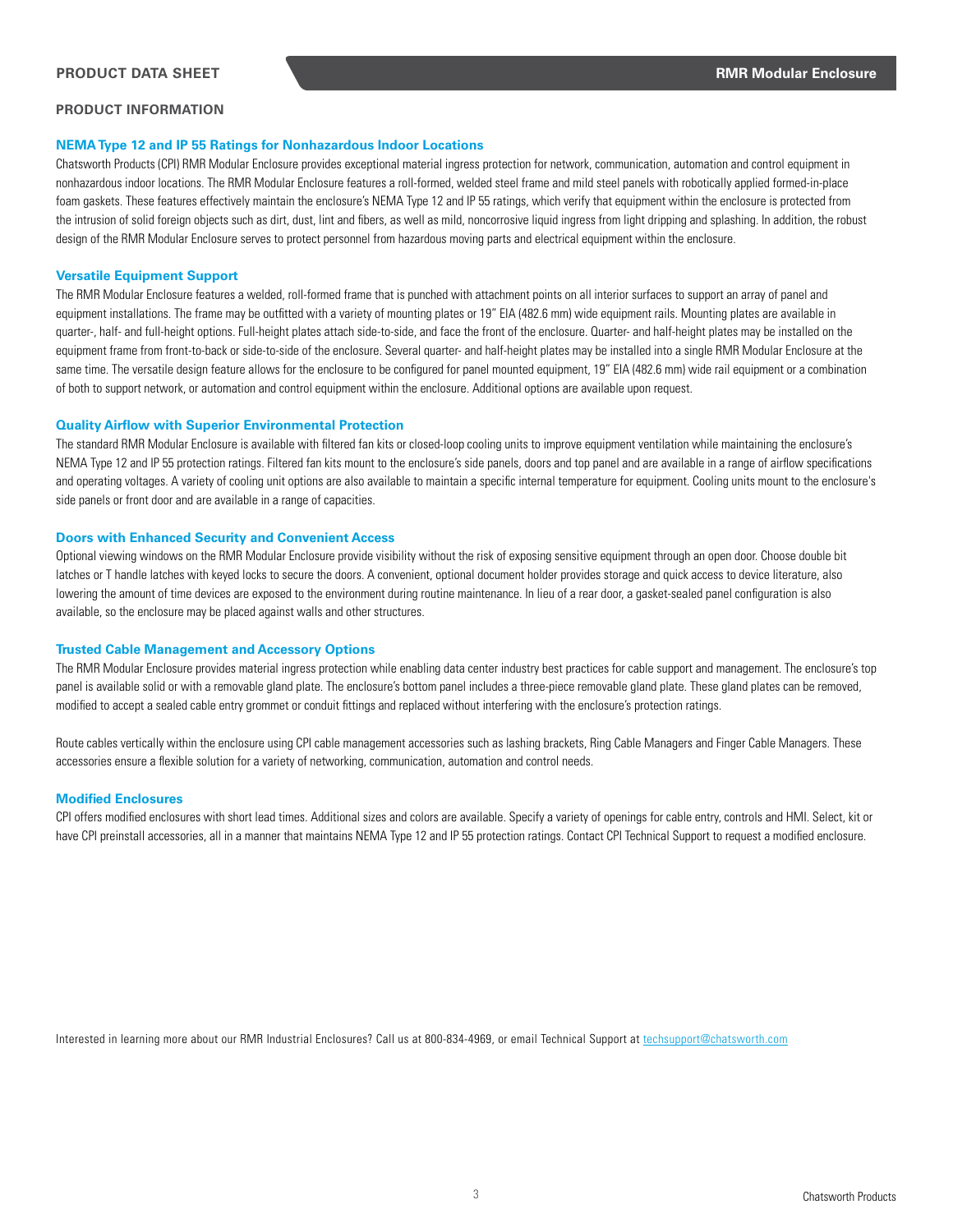## PRODUCT INFORMATION

### NEMA Type 12 and IP 55 Ratings for Nonhazardous Indoor Locations

Chatsworth Products (CPI) RMR Modular Enclosure provides exceptional material ingress protection for network, communication, automation and control equipment in nonhazardous indoor locations. The RMR Modular Enclosure features a roll-formed, welded steel frame and mild steel panels with robotically applied formed-in-place foam gaskets. These features effectively maintain the enclosure's NEMA Type 12 and IP 55 ratings, which verify that equipment within the enclosure is protected from the intrusion of solid foreign objects such as dirt, dust, lint and fibers, as well as mild, noncorrosive liquid ingress from light dripping and splashing. In addition, the robust design of the RMR Modular Enclosure serves to protect personnel from hazardous moving parts and electrical equipment within the enclosure.

### Versatile Equipment Support

The RMR Modular Enclosure features a welded, roll-formed frame that is punched with attachment points on all interior surfaces to support an array of panel and equipment installations. The frame may be outfitted with a variety of mounting plates or 19" EIA (482.6 mm) wide equipment rails. Mounting plates are available in quarter-, half- and full-height options. Full-height plates attach side-to-side, and face the front of the enclosure. Quarter- and half-height plates may be installed on the equipment frame from front-to-back or side-to-side of the enclosure. Several quarter- and half-height plates may be installed into a single RMR Modular Enclosure at the same time. The versatile design feature allows for the enclosure to be configured for panel mounted equipment, 19" EIA (482.6 mm) wide rail equipment or a combination of both to support network, or automation and control equipment within the enclosure. Additional options are available upon request.

### Quality Airflow with Superior Environmental Protection

The standard RMR Modular Enclosure is available with filtered fan kits or closed-loop cooling units to improve equipment ventilation while maintaining the enclosure's NEMA Type 12 and IP 55 protection ratings. Filtered fan kits mount to the enclosure's side panels, doors and top panel and are available in a range of airflow specifications and operating voltages. A variety of cooling unit options are also available to maintain a specific internal temperature for equipment. Cooling units mount to the enclosure's side panels or front door and are available in a range of capacities.

### Doors with Enhanced Security and Convenient Access

Optional viewing windows on the RMR Modular Enclosure provide visibility without the risk of exposing sensitive equipment through an open door. Choose double bit latches or T handle latches with keyed locks to secure the doors. A convenient, optional document holder provides storage and quick access to device literature, also lowering the amount of time devices are exposed to the environment during routine maintenance. In lieu of a rear door, a gasket-sealed panel configuration is also available, so the enclosure may be placed against walls and other structures.

### Trusted Cable Management and Accessory Options

The RMR Modular Enclosure provides material ingress protection while enabling data center industry best practices for cable support and management. The enclosure's top panel is available solid or with a removable gland plate. The enclosure's bottom panel includes a three-piece removable gland plate. These gland plates can be removed, modified to accept a sealed cable entry grommet or conduit fittings and replaced without interfering with the enclosure's protection ratings.

Route cables vertically within the enclosure using CPI cable management accessories such as lashing brackets, Ring Cable Managers and Finger Cable Managers. These accessories ensure a flexible solution for a variety of networking, communication, automation and control needs.

### Modified Enclosures

CPI offers modified enclosures with short lead times. Additional sizes and colors are available. Specify a variety of openings for cable entry, controls and HMI. Select, kit or have CPI preinstall accessories, all in a manner that maintains NEMA Type 12 and IP 55 protection ratings. Contact CPI Technical Support to request a modified enclosure.

Interested in learning more about our RMR Industrial Enclosures? Call us at 800-834-4969, or email Technical Support at techsupport@chatsworth.com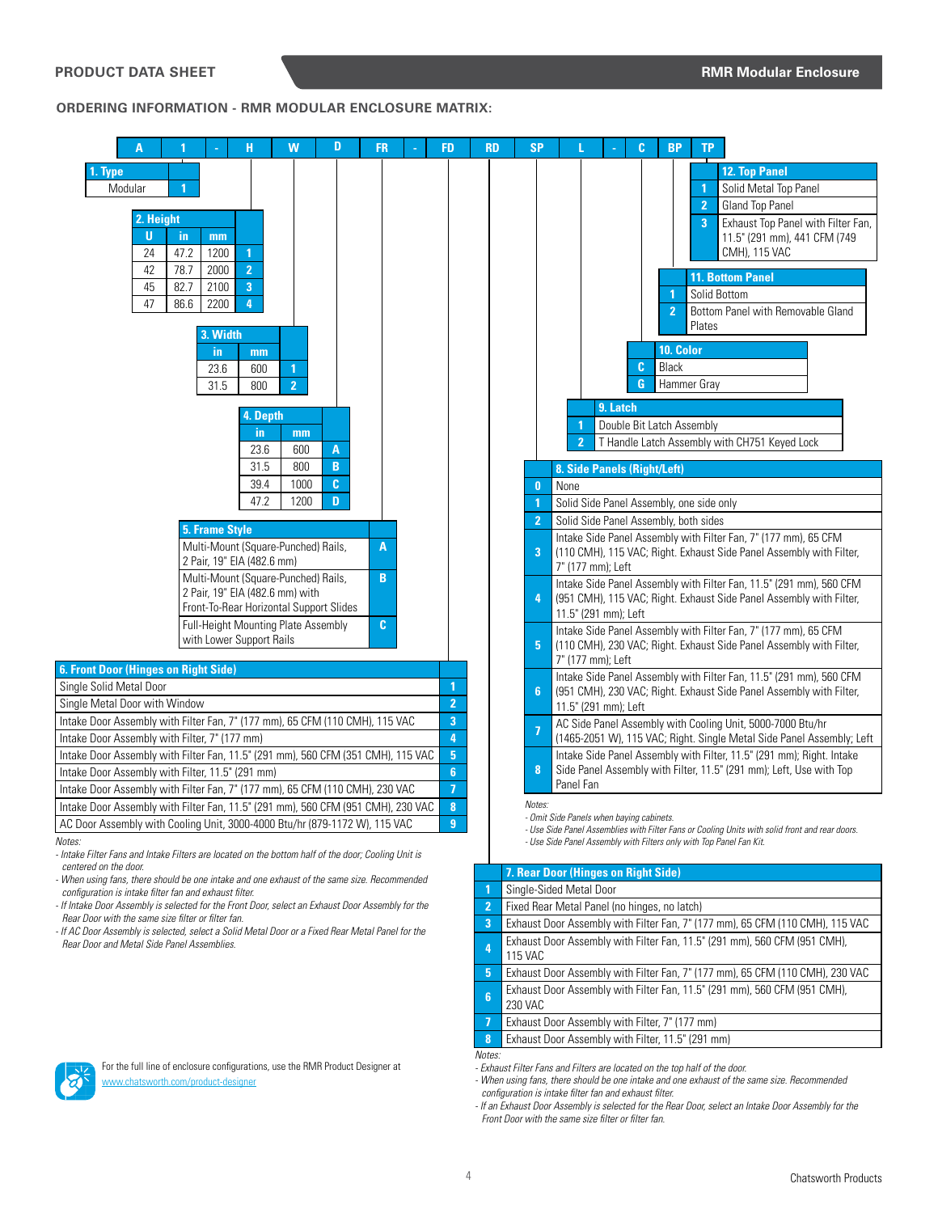## ORDERING INFORMATION - RMR MODULAR ENCLOSURE MATRIX:

| A | 1 | - | H | W | D | FR | - | FD | RD | SP | L | - | C | BP | TP |
|---|---|---|---|---|---|---|---|---|---|---|---|---|---|---|---|

### 1. Type

| Type | Code |
|---|---|
| Modular | 1 |

### 2. Height

| U | in | mm | Code |
|---|---|---|---|
| 24 | 47.2 | 1200 | 1 |
| 42 | 78.7 | 2000 | 2 |
| 45 | 82.7 | 2100 | 3 |
| 47 | 86.6 | 2200 | 4 |

### 3. Width

| in | mm | Code |
|---|---|---|
| 23.6 | 600 | 1 |
| 31.5 | 800 | 2 |

### 4. Depth

| in | mm | Code |
|---|---|---|
| 23.6 | 600 | A |
| 31.5 | 800 | B |
| 39.4 | 1000 | C |
| 47.2 | 1200 | D |

### 5. Frame Style

| Description | Code |
|---|---|
| Multi-Mount (Square-Punched) Rails, 2 Pair, 19" EIA (482.6 mm) | A |
| Multi-Mount (Square-Punched) Rails, 2 Pair, 19" EIA (482.6 mm) with Front-To-Rear Horizontal Support Slides | B |
| Full-Height Mounting Plate Assembly with Lower Support Rails | C |

### 6. Front Door (Hinges on Right Side)

| Description | Code |
|---|---|
| Single Solid Metal Door | 1 |
| Single Metal Door with Window | 2 |
| Intake Door Assembly with Filter Fan, 7" (177 mm), 65 CFM (110 CMH), 115 VAC | 3 |
| Intake Door Assembly with Filter, 7" (177 mm) | 4 |
| Intake Door Assembly with Filter Fan, 11.5" (291 mm), 560 CFM (351 CMH), 115 VAC | 5 |
| Intake Door Assembly with Filter, 11.5" (291 mm) | 6 |
| Intake Door Assembly with Filter Fan, 7" (177 mm), 65 CFM (110 CMH), 230 VAC | 7 |
| Intake Door Assembly with Filter Fan, 11.5" (291 mm), 560 CFM (951 CMH), 230 VAC | 8 |
| AC Door Assembly with Cooling Unit, 3000-4000 Btu/hr (879-1172 W), 115 VAC | 9 |

*Notes:*
- *Intake Filter Fans and Intake Filters are located on the bottom half of the door; Cooling Unit is centered on the door.*
- *When using fans, there should be one intake and one exhaust of the same size. Recommended configuration is intake filter fan and exhaust filter.*
- *If Intake Door Assembly is selected for the Front Door, select an Exhaust Door Assembly for the Rear Door with the same size filter or filter fan.*
- *If AC Door Assembly is selected, select a Solid Metal Door or a Fixed Rear Metal Panel for the Rear Door and Metal Side Panel Assemblies.*

### 7. Rear Door (Hinges on Right Side)

| Code | Description |
|---|---|
| 1 | Single-Sided Metal Door |
| 2 | Fixed Rear Metal Panel (no hinges, no latch) |
| 3 | Exhaust Door Assembly with Filter Fan, 7" (177 mm), 65 CFM (110 CMH), 115 VAC |
| 4 | Exhaust Door Assembly with Filter Fan, 11.5" (291 mm), 560 CFM (951 CMH), 115 VAC |
| 5 | Exhaust Door Assembly with Filter Fan, 7" (177 mm), 65 CFM (110 CMH), 230 VAC |
| 6 | Exhaust Door Assembly with Filter Fan, 11.5" (291 mm), 560 CFM (951 CMH), 230 VAC |
| 7 | Exhaust Door Assembly with Filter, 7" (177 mm) |
| 8 | Exhaust Door Assembly with Filter, 11.5" (291 mm) |

*Notes:*
- *Exhaust Filter Fans and Filters are located on the top half of the door.*
- *When using fans, there should be one intake and one exhaust of the same size. Recommended configuration is intake filter fan and exhaust filter.*
- *If an Exhaust Door Assembly is selected for the Rear Door, select an Intake Door Assembly for the Front Door with the same size filter or filter fan.*

### 8. Side Panels (Right/Left)

| Code | Description |
|---|---|
| 0 | None |
| 1 | Solid Side Panel Assembly, one side only |
| 2 | Solid Side Panel Assembly, both sides |
| 3 | Intake Side Panel Assembly with Filter Fan, 7" (177 mm), 65 CFM (110 CMH), 115 VAC; Right. Exhaust Side Panel Assembly with Filter, 7" (177 mm); Left |
| 4 | Intake Side Panel Assembly with Filter Fan, 11.5" (291 mm), 560 CFM (951 CMH), 115 VAC; Right. Exhaust Side Panel Assembly with Filter, 11.5" (291 mm); Left |
| 5 | Intake Side Panel Assembly with Filter Fan, 7" (177 mm), 65 CFM (110 CMH), 230 VAC; Right. Exhaust Side Panel Assembly with Filter, 7" (177 mm); Left |
| 6 | Intake Side Panel Assembly with Filter Fan, 11.5" (291 mm), 560 CFM (951 CMH), 230 VAC; Right. Exhaust Side Panel Assembly with Filter, 11.5" (291 mm); Left |
| 7 | AC Side Panel Assembly with Cooling Unit, 5000-7000 Btu/hr (1465-2051 W), 115 VAC; Right. Single Metal Side Panel Assembly; Left |
| 8 | Intake Side Panel Assembly with Filter, 11.5" (291 mm); Right. Intake Side Panel Assembly with Filter, 11.5" (291 mm); Left, Use with Top Panel Fan |

*Notes:*
- *Omit Side Panels when baying cabinets.*
- *Use Side Panel Assemblies with Filter Fans or Cooling Units with solid front and rear doors.*
- *Use Side Panel Assembly with Filters only with Top Panel Fan Kit.*

### 9. Latch

| Code | Description |
|---|---|
| 1 | Double Bit Latch Assembly |
| 2 | T Handle Latch Assembly with CH751 Keyed Lock |

### 10. Color

| Code | Description |
|---|---|
| C | Black |
| G | Hammer Gray |

### 11. Bottom Panel

| Code | Description |
|---|---|
| 1 | Solid Bottom |
| 2 | Bottom Panel with Removable Gland Plates |

### 12. Top Panel

| Code | Description |
|---|---|
| 1 | Solid Metal Top Panel |
| 2 | Gland Top Panel |
| 3 | Exhaust Top Panel with Filter Fan, 11.5" (291 mm), 441 CFM (749 CMH), 115 VAC |

For the full line of enclosure configurations, use the RMR Product Designer at www.chatsworth.com/product-designer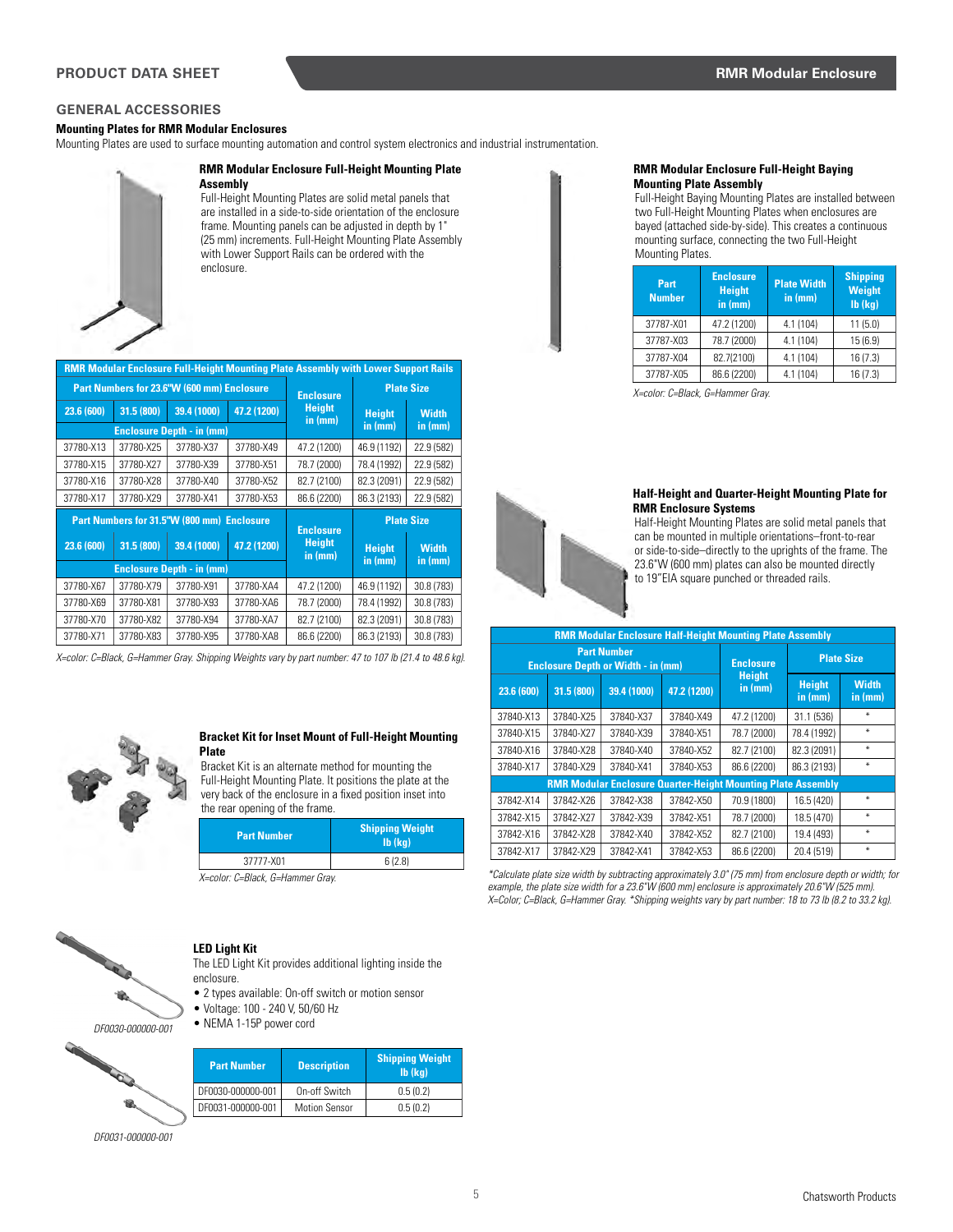## GENERAL ACCESSORIES

### Mounting Plates for RMR Modular Enclosures

Mounting Plates are used to surface mounting automation and control system electronics and industrial instrumentation.

#### RMR Modular Enclosure Full-Height Mounting Plate Assembly

Full-Height Mounting Plates are solid metal panels that are installed in a side-to-side orientation of the enclosure frame. Mounting panels can be adjusted in depth by 1" (25 mm) increments. Full-Height Mounting Plate Assembly with Lower Support Rails can be ordered with the enclosure.

**RMR Modular Enclosure Full-Height Mounting Plate Assembly with Lower Support Rails**

| Part Numbers for 23.6"W (600 mm) Enclosure | | | | Enclosure Height in (mm) | Plate Size | |
|---|---|---|---|---|---|---|
| 23.6 (600) | 31.5 (800) | 39.4 (1000) | 47.2 (1200) | | Height in (mm) | Width in (mm) |
| Enclosure Depth - in (mm) | | | | | | |
| 37780-X13 | 37780-X25 | 37780-X37 | 37780-X49 | 47.2 (1200) | 46.9 (1192) | 22.9 (582) |
| 37780-X15 | 37780-X27 | 37780-X39 | 37780-X51 | 78.7 (2000) | 78.4 (1992) | 22.9 (582) |
| 37780-X16 | 37780-X28 | 37780-X40 | 37780-X52 | 82.7 (2100) | 82.3 (2091) | 22.9 (582) |
| 37780-X17 | 37780-X29 | 37780-X41 | 37780-X53 | 86.6 (2200) | 86.3 (2193) | 22.9 (582) |
| **Part Numbers for 31.5"W (800 mm) Enclosure** | | | | **Enclosure Height in (mm)** | **Plate Size** | |
| 23.6 (600) | 31.5 (800) | 39.4 (1000) | 47.2 (1200) | | Height in (mm) | Width in (mm) |
| Enclosure Depth - in (mm) | | | | | | |
| 37780-X67 | 37780-X79 | 37780-X91 | 37780-XA4 | 47.2 (1200) | 46.9 (1192) | 30.8 (783) |
| 37780-X69 | 37780-X81 | 37780-X93 | 37780-XA6 | 78.7 (2000) | 78.4 (1992) | 30.8 (783) |
| 37780-X70 | 37780-X82 | 37780-X94 | 37780-XA7 | 82.7 (2100) | 82.3 (2091) | 30.8 (783) |
| 37780-X71 | 37780-X83 | 37780-X95 | 37780-XA8 | 86.6 (2200) | 86.3 (2193) | 30.8 (783) |

*X=color: C=Black, G=Hammer Gray. Shipping Weights vary by part number: 47 to 107 lb (21.4 to 48.6 kg).*

#### RMR Modular Enclosure Full-Height Baying Mounting Plate Assembly

Full-Height Baying Mounting Plates are installed between two Full-Height Mounting Plates when enclosures are bayed (attached side-by-side). This creates a continuous mounting surface, connecting the two Full-Height Mounting Plates.

| Part Number | Enclosure Height in (mm) | Plate Width in (mm) | Shipping Weight lb (kg) |
|---|---|---|---|
| 37787-X01 | 47.2 (1200) | 4.1 (104) | 11 (5.0) |
| 37787-X03 | 78.7 (2000) | 4.1 (104) | 15 (6.9) |
| 37787-X04 | 82.7(2100) | 4.1 (104) | 16 (7.3) |
| 37787-X05 | 86.6 (2200) | 4.1 (104) | 16 (7.3) |

*X=color: C=Black, G=Hammer Gray.*

#### Half-Height and Quarter-Height Mounting Plate for RMR Enclosure Systems

Half-Height Mounting Plates are solid metal panels that can be mounted in multiple orientations–front-to-rear or side-to-side–directly to the uprights of the frame. The 23.6"W (600 mm) plates can also be mounted directly to 19"EIA square punched or threaded rails.

**RMR Modular Enclosure Half-Height Mounting Plate Assembly**

| Part Number Enclosure Depth or Width - in (mm) | | | | Enclosure Height in (mm) | Plate Size | |
|---|---|---|---|---|---|---|
| 23.6 (600) | 31.5 (800) | 39.4 (1000) | 47.2 (1200) | | Height in (mm) | Width in (mm) |
| 37840-X13 | 37840-X25 | 37840-X37 | 37840-X49 | 47.2 (1200) | 31.1 (536) | * |
| 37840-X15 | 37840-X27 | 37840-X39 | 37840-X51 | 78.7 (2000) | 78.4 (1992) | * |
| 37840-X16 | 37840-X28 | 37840-X40 | 37840-X52 | 82.7 (2100) | 82.3 (2091) | * |
| 37840-X17 | 37840-X29 | 37840-X41 | 37840-X53 | 86.6 (2200) | 86.3 (2193) | * |
| **RMR Modular Enclosure Quarter-Height Mounting Plate Assembly** | | | | | | |
| 37842-X14 | 37842-X26 | 37842-X38 | 37842-X50 | 70.9 (1800) | 16.5 (420) | * |
| 37842-X15 | 37842-X27 | 37842-X39 | 37842-X51 | 78.7 (2000) | 18.5 (470) | * |
| 37842-X16 | 37842-X28 | 37842-X40 | 37842-X52 | 82.7 (2100) | 19.4 (493) | * |
| 37842-X17 | 37842-X29 | 37842-X41 | 37842-X53 | 86.6 (2200) | 20.4 (519) | * |

*\*Calculate plate size width by subtracting approximately 3.0" (75 mm) from enclosure depth or width; for example, the plate size width for a 23.6"W (600 mm) enclosure is approximately 20.6"W (525 mm). X=Color; C=Black, G=Hammer Gray. \*Shipping weights vary by part number: 18 to 73 lb (8.2 to 33.2 kg).*

#### Bracket Kit for Inset Mount of Full-Height Mounting Plate

Bracket Kit is an alternate method for mounting the Full-Height Mounting Plate. It positions the plate at the very back of the enclosure in a fixed position inset into the rear opening of the frame.

| Part Number | Shipping Weight lb (kg) |
|---|---|
| 37777-X01 | 6 (2.8) |

*X=color: C=Black, G=Hammer Gray.*

#### LED Light Kit

The LED Light Kit provides additional lighting inside the enclosure.

- 2 types available: On-off switch or motion sensor
- Voltage: 100 - 240 V, 50/60 Hz
- NEMA 1-15P power cord

| Part Number | Description | Shipping Weight lb (kg) |
|---|---|---|
| DF0030-000000-001 | On-off Switch | 0.5 (0.2) |
| DF0031-000000-001 | Motion Sensor | 0.5 (0.2) |

*DF0030-000000-001*

*DF0031-000000-001*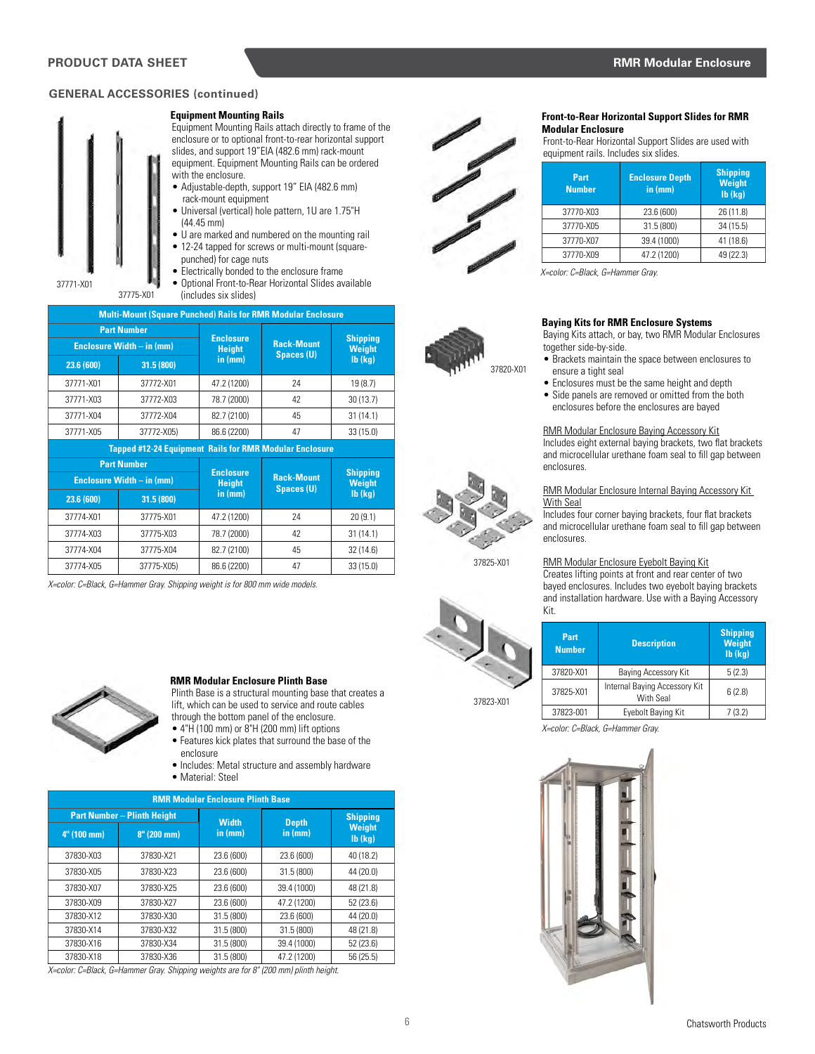## GENERAL ACCESSORIES (continued)

37771-X01

37775-X01

### Equipment Mounting Rails

Equipment Mounting Rails attach directly to frame of the enclosure or to optional front-to-rear horizontal support slides, and support 19"EIA (482.6 mm) rack-mount equipment. Equipment Mounting Rails can be ordered with the enclosure.

- Adjustable-depth, support 19" EIA (482.6 mm) rack-mount equipment
- Universal (vertical) hole pattern, 1U are 1.75"H (44.45 mm)
- U are marked and numbered on the mounting rail
- 12-24 tapped for screws or multi-mount (square-punched) for cage nuts
- Electrically bonded to the enclosure frame
- Optional Front-to-Rear Horizontal Slides available (includes six slides)

| Multi-Mount (Square Punched) Rails for RMR Modular Enclosure | | | | |
|---|---|---|---|---|
| Part Number | | Enclosure Height in (mm) | Rack-Mount Spaces (U) | Shipping Weight lb (kg) |
| Enclosure Width – in (mm) | | | | |
| 23.6 (600) | 31.5 (800) | | | |
| 37771-X01 | 37772-X01 | 47.2 (1200) | 24 | 19 (8.7) |
| 37771-X03 | 37772-X03 | 78.7 (2000) | 42 | 30 (13.7) |
| 37771-X04 | 37772-X04 | 82.7 (2100) | 45 | 31 (14.1) |
| 37771-X05 | 37772-X05) | 86.6 (2200) | 47 | 33 (15.0) |

| Tapped #12-24 Equipment Rails for RMR Modular Enclosure | | | | |
|---|---|---|---|---|
| Part Number | | Enclosure Height in (mm) | Rack-Mount Spaces (U) | Shipping Weight lb (kg) |
| Enclosure Width – in (mm) | | | | |
| 23.6 (600) | 31.5 (800) | | | |
| 37774-X01 | 37775-X01 | 47.2 (1200) | 24 | 20 (9.1) |
| 37774-X03 | 37775-X03 | 78.7 (2000) | 42 | 31 (14.1) |
| 37774-X04 | 37775-X04 | 82.7 (2100) | 45 | 32 (14.6) |
| 37774-X05 | 37775-X05) | 86.6 (2200) | 47 | 33 (15.0) |

*X=color: C=Black, G=Hammer Gray. Shipping weight is for 800 mm wide models.*

### RMR Modular Enclosure Plinth Base

Plinth Base is a structural mounting base that creates a lift, which can be used to service and route cables through the bottom panel of the enclosure.

- 4"H (100 mm) or 8"H (200 mm) lift options
- Features kick plates that surround the base of the enclosure
- Includes: Metal structure and assembly hardware
- Material: Steel

| RMR Modular Enclosure Plinth Base | | | | |
|---|---|---|---|---|
| Part Number – Plinth Height | | Width in (mm) | Depth in (mm) | Shipping Weight lb (kg) |
| 4" (100 mm) | 8" (200 mm) | | | |
| 37830-X03 | 37830-X21 | 23.6 (600) | 23.6 (600) | 40 (18.2) |
| 37830-X05 | 37830-X23 | 23.6 (600) | 31.5 (800) | 44 (20.0) |
| 37830-X07 | 37830-X25 | 23.6 (600) | 39.4 (1000) | 48 (21.8) |
| 37830-X09 | 37830-X27 | 23.6 (600) | 47.2 (1200) | 52 (23.6) |
| 37830-X12 | 37830-X30 | 31.5 (800) | 23.6 (600) | 44 (20.0) |
| 37830-X14 | 37830-X32 | 31.5 (800) | 31.5 (800) | 48 (21.8) |
| 37830-X16 | 37830-X34 | 31.5 (800) | 39.4 (1000) | 52 (23.6) |
| 37830-X18 | 37830-X36 | 31.5 (800) | 47.2 (1200) | 56 (25.5) |

*X=color: C=Black, G=Hammer Gray. Shipping weights are for 8" (200 mm) plinth height.*

### Front-to-Rear Horizontal Support Slides for RMR Modular Enclosure

Front-to-Rear Horizontal Support Slides are used with equipment rails. Includes six slides.

| Part Number | Enclosure Depth in (mm) | Shipping Weight lb (kg) |
|---|---|---|
| 37770-X03 | 23.6 (600) | 26 (11.8) |
| 37770-X05 | 31.5 (800) | 34 (15.5) |
| 37770-X07 | 39.4 (1000) | 41 (18.6) |
| 37770-X09 | 47.2 (1200) | 49 (22.3) |

*X=color: C=Black, G=Hammer Gray.*

### Baying Kits for RMR Enclosure Systems

37820-X01

Baying Kits attach, or bay, two RMR Modular Enclosures together side-by-side.

- Brackets maintain the space between enclosures to ensure a tight seal
- Enclosures must be the same height and depth
- Side panels are removed or omitted from the both enclosures before the enclosures are bayed

RMR Modular Enclosure Baying Accessory Kit
Includes eight external baying brackets, two flat brackets and microcellular urethane foam seal to fill gap between enclosures.

37825-X01

RMR Modular Enclosure Internal Baying Accessory Kit With Seal
Includes four corner baying brackets, four flat brackets and microcellular urethane foam seal to fill gap between enclosures.

37823-X01

RMR Modular Enclosure Eyebolt Baying Kit
Creates lifting points at front and rear center of two bayed enclosures. Includes two eyebolt baying brackets and installation hardware. Use with a Baying Accessory Kit.

| Part Number | Description | Shipping Weight lb (kg) |
|---|---|---|
| 37820-X01 | Baying Accessory Kit | 5 (2.3) |
| 37825-X01 | Internal Baying Accessory Kit With Seal | 6 (2.8) |
| 37823-001 | Eyebolt Baying Kit | 7 (3.2) |

*X=color: C=Black, G=Hammer Gray.*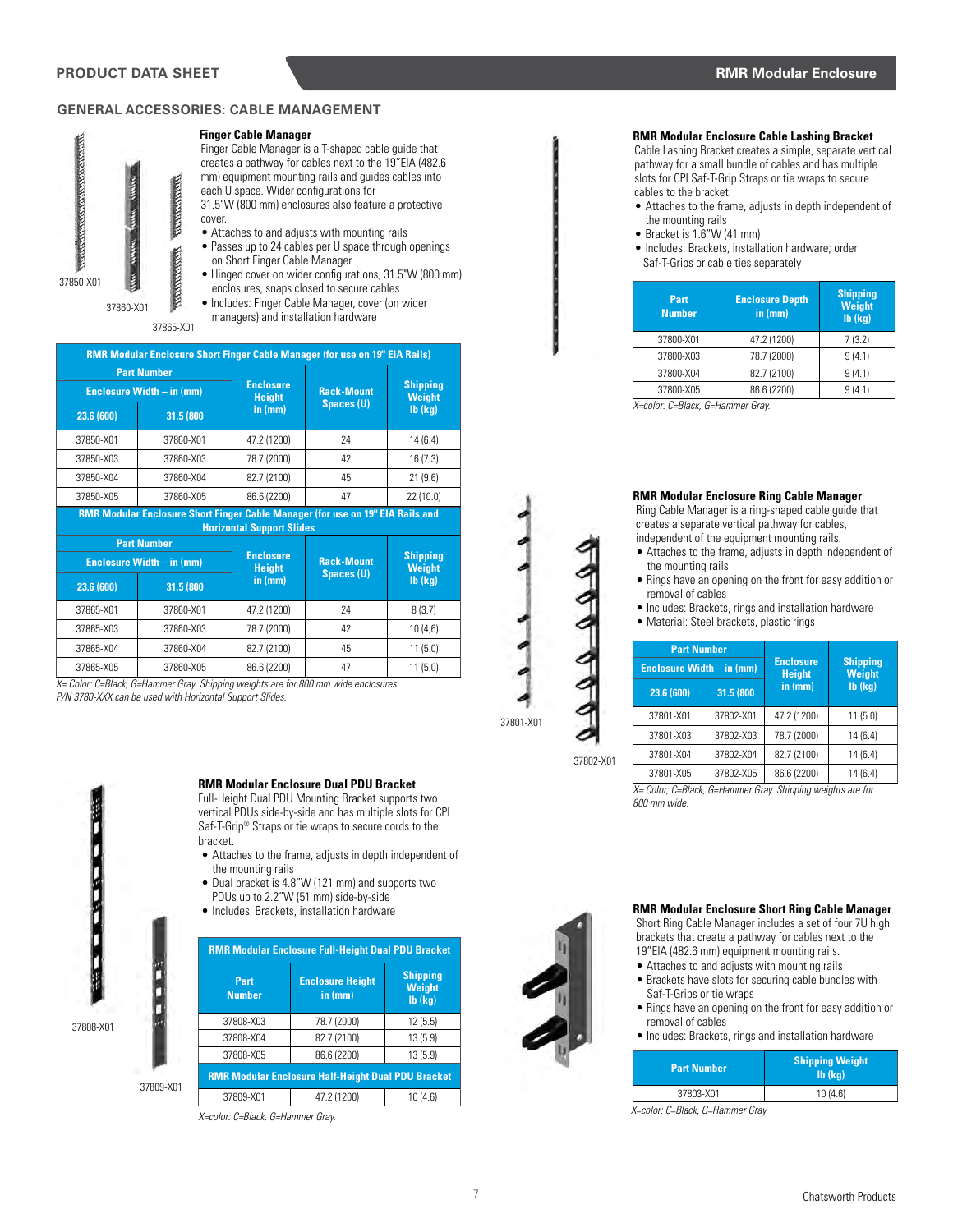## GENERAL ACCESSORIES: CABLE MANAGEMENT

37850-X01

37860-X01

37865-X01

### Finger Cable Manager

Finger Cable Manager is a T-shaped cable guide that creates a pathway for cables next to the 19"EIA (482.6 mm) equipment mounting rails and guides cables into each U space. Wider configurations for 31.5"W (800 mm) enclosures also feature a protective cover.

- Attaches to and adjusts with mounting rails
- Passes up to 24 cables per U space through openings on Short Finger Cable Manager
- Hinged cover on wider configurations, 31.5"W (800 mm) enclosures, snaps closed to secure cables
- Includes: Finger Cable Manager, cover (on wider managers) and installation hardware

| RMR Modular Enclosure Short Finger Cable Manager (for use on 19" EIA Rails) | | | | |
|---|---|---|---|---|
| Part Number | | Enclosure Height in (mm) | Rack-Mount Spaces (U) | Shipping Weight lb (kg) |
| Enclosure Width – in (mm) | | | | |
| 23.6 (600) | 31.5 (800 | | | |
| 37850-X01 | 37860-X01 | 47.2 (1200) | 24 | 14 (6.4) |
| 37850-X03 | 37860-X03 | 78.7 (2000) | 42 | 16 (7.3) |
| 37850-X04 | 37860-X04 | 82.7 (2100) | 45 | 21 (9.6) |
| 37850-X05 | 37860-X05 | 86.6 (2200) | 47 | 22 (10.0) |

| RMR Modular Enclosure Short Finger Cable Manager (for use on 19" EIA Rails and Horizontal Support Slides | | | | |
|---|---|---|---|---|
| Part Number | | Enclosure Height in (mm) | Rack-Mount Spaces (U) | Shipping Weight lb (kg) |
| Enclosure Width – in (mm) | | | | |
| 23.6 (600) | 31.5 (800 | | | |
| 37865-X01 | 37860-X01 | 47.2 (1200) | 24 | 8 (3.7) |
| 37865-X03 | 37860-X03 | 78.7 (2000) | 42 | 10 (4.6) |
| 37865-X04 | 37860-X04 | 82.7 (2100) | 45 | 11 (5.0) |
| 37865-X05 | 37860-X05 | 86.6 (2200) | 47 | 11 (5.0) |

*X= Color; C=Black, G=Hammer Gray. Shipping weights are for 800 mm wide enclosures.*
*P/N 3780-XXX can be used with Horizontal Support Slides.*

### RMR Modular Enclosure Cable Lashing Bracket

Cable Lashing Bracket creates a simple, separate vertical pathway for a small bundle of cables and has multiple slots for CPI Saf-T-Grip Straps or tie wraps to secure cables to the bracket.

- Attaches to the frame, adjusts in depth independent of the mounting rails
- Bracket is 1.6"W (41 mm)
- Includes: Brackets, installation hardware; order Saf-T-Grips or cable ties separately

| Part Number | Enclosure Depth in (mm) | Shipping Weight lb (kg) |
|---|---|---|
| 37800-X01 | 47.2 (1200) | 7 (3.2) |
| 37800-X03 | 78.7 (2000) | 9 (4.1) |
| 37800-X04 | 82.7 (2100) | 9 (4.1) |
| 37800-X05 | 86.6 (2200) | 9 (4.1) |

*X=color: C=Black, G=Hammer Gray.*

37801-X01

37802-X01

### RMR Modular Enclosure Ring Cable Manager

Ring Cable Manager is a ring-shaped cable guide that creates a separate vertical pathway for cables, independent of the equipment mounting rails.

- Attaches to the frame, adjusts in depth independent of the mounting rails
- Rings have an opening on the front for easy addition or removal of cables
- Includes: Brackets, rings and installation hardware
- Material: Steel brackets, plastic rings

| Part Number | | Enclosure Height in (mm) | Shipping Weight lb (kg) |
|---|---|---|---|
| Enclosure Width – in (mm) | | | |
| 23.6 (600) | 31.5 (800 | | |
| 37801-X01 | 37802-X01 | 47.2 (1200) | 11 (5.0) |
| 37801-X03 | 37802-X03 | 78.7 (2000) | 14 (6.4) |
| 37801-X04 | 37802-X04 | 82.7 (2100) | 14 (6.4) |
| 37801-X05 | 37802-X05 | 86.6 (2200) | 14 (6.4) |

*X= Color; C=Black, G=Hammer Gray. Shipping weights are for 800 mm wide.*

37808-X01

37809-X01

### RMR Modular Enclosure Dual PDU Bracket

Full-Height Dual PDU Mounting Bracket supports two vertical PDUs side-by-side and has multiple slots for CPI Saf-T-Grip® Straps or tie wraps to secure cords to the bracket.

- Attaches to the frame, adjusts in depth independent of the mounting rails
- Dual bracket is 4.8"W (121 mm) and supports two PDUs up to 2.2"W (51 mm) side-by-side
- Includes: Brackets, installation hardware

| RMR Modular Enclosure Full-Height Dual PDU Bracket | | |
|---|---|---|
| Part Number | Enclosure Height in (mm) | Shipping Weight lb (kg) |
| 37808-X03 | 78.7 (2000) | 12 (5.5) |
| 37808-X04 | 82.7 (2100) | 13 (5.9) |
| 37808-X05 | 86.6 (2200) | 13 (5.9) |
| **RMR Modular Enclosure Half-Height Dual PDU Bracket** | | |
| 37809-X01 | 47.2 (1200) | 10 (4.6) |

*X=color: C=Black, G=Hammer Gray.*

### RMR Modular Enclosure Short Ring Cable Manager

Short Ring Cable Manager includes a set of four 7U high brackets that create a pathway for cables next to the 19"EIA (482.6 mm) equipment mounting rails.

- Attaches to and adjusts with mounting rails
- Brackets have slots for securing cable bundles with Saf-T-Grips or tie wraps
- Rings have an opening on the front for easy addition or removal of cables
- Includes: Brackets, rings and installation hardware

| Part Number | Shipping Weight lb (kg) |
|---|---|
| 37803-X01 | 10 (4.6) |

*X=color: C=Black, G=Hammer Gray.*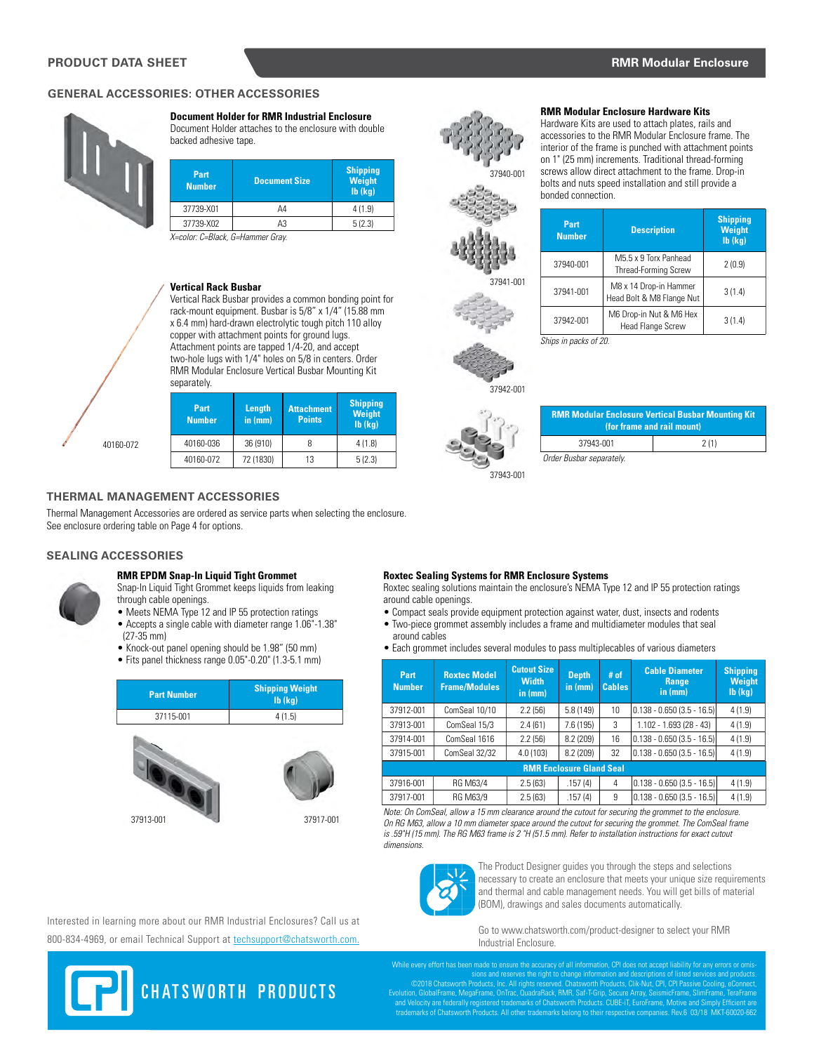## GENERAL ACCESSORIES: OTHER ACCESSORIES

### Document Holder for RMR Industrial Enclosure

Document Holder attaches to the enclosure with double backed adhesive tape.

| Part Number | Document Size | Shipping Weight lb (kg) |
|---|---|---|
| 37739-X01 | A4 | 4 (1.9) |
| 37739-X02 | A3 | 5 (2.3) |

*X=color: C=Black, G=Hammer Gray.*

### Vertical Rack Busbar

Vertical Rack Busbar provides a common bonding point for rack-mount equipment. Busbar is 5/8" x 1/4" (15.88 mm x 6.4 mm) hard-drawn electrolytic tough pitch 110 alloy copper with attachment points for ground lugs. Attachment points are tapped 1/4-20, and accept two-hole lugs with 1/4" holes on 5/8 in centers. Order RMR Modular Enclosure Vertical Busbar Mounting Kit separately.

40160-072

| Part Number | Length in (mm) | Attachment Points | Shipping Weight lb (kg) |
|---|---|---|---|
| 40160-036 | 36 (910) | 8 | 4 (1.8) |
| 40160-072 | 72 (1830) | 13 | 5 (2.3) |

### RMR Modular Enclosure Hardware Kits

Hardware Kits are used to attach plates, rails and accessories to the RMR Modular Enclosure frame. The interior of the frame is punched with attachment points on 1" (25 mm) increments. Traditional thread-forming screws allow direct attachment to the frame. Drop-in bolts and nuts speed installation and still provide a bonded connection.

37940-001

37941-001

37942-001

37943-001

| Part Number | Description | Shipping Weight lb (kg) |
|---|---|---|
| 37940-001 | M5.5 x 9 Torx Panhead Thread-Forming Screw | 2 (0.9) |
| 37941-001 | M8 x 14 Drop-in Hammer Head Bolt & M8 Flange Nut | 3 (1.4) |
| 37942-001 | M6 Drop-in Nut & M6 Hex Head Flange Screw | 3 (1.4) |

*Ships in packs of 20.*

| RMR Modular Enclosure Vertical Busbar Mounting Kit (for frame and rail mount) | |
|---|---|
| 37943-001 | 2 (1) |

*Order Busbar separately.*

## THERMAL MANAGEMENT ACCESSORIES

Thermal Management Accessories are ordered as service parts when selecting the enclosure. See enclosure ordering table on Page 4 for options.

## SEALING ACCESSORIES

### RMR EPDM Snap-In Liquid Tight Grommet

Snap-In Liquid Tight Grommet keeps liquids from leaking through cable openings.

- Meets NEMA Type 12 and IP 55 protection ratings
- Accepts a single cable with diameter range 1.06"-1.38" (27-35 mm)
- Knock-out panel opening should be 1.98" (50 mm)
- Fits panel thickness range 0.05"-0.20" (1.3-5.1 mm)

| Part Number | Shipping Weight lb (kg) |
|---|---|
| 37115-001 | 4 (1.5) |

37913-001

37917-001

### Roxtec Sealing Systems for RMR Enclosure Systems

Roxtec sealing solutions maintain the enclosure's NEMA Type 12 and IP 55 protection ratings around cable openings.

- Compact seals provide equipment protection against water, dust, insects and rodents
- Two-piece grommet assembly includes a frame and multidiameter modules that seal around cables
- Each grommet includes several modules to pass multiplecables of various diameters

| Part Number | Roxtec Model Frame/Modules | Cutout Size Width in (mm) | Depth in (mm) | # of Cables | Cable Diameter Range in (mm) | Shipping Weight lb (kg) |
|---|---|---|---|---|---|---|
| 37912-001 | ComSeal 10/10 | 2.2 (56) | 5.8 (149) | 10 | 0.138 - 0.650 (3.5 - 16.5) | 4 (1.9) |
| 37913-001 | ComSeal 15/3 | 2.4 (61) | 7.6 (195) | 3 | 1.102 - 1.693 (28 - 43) | 4 (1.9) |
| 37914-001 | ComSeal 1616 | 2.2 (56) | 8.2 (209) | 16 | 0.138 - 0.650 (3.5 - 16.5) | 4 (1.9) |
| 37915-001 | ComSeal 32/32 | 4.0 (103) | 8.2 (209) | 32 | 0.138 - 0.650 (3.5 - 16.5) | 4 (1.9) |
| **RMR Enclosure Gland Seal** | | | | | | |
| 37916-001 | RG M63/4 | 2.5 (63) | .157 (4) | 4 | 0.138 - 0.650 (3.5 - 16.5) | 4 (1.9) |
| 37917-001 | RG M63/9 | 2.5 (63) | .157 (4) | 9 | 0.138 - 0.650 (3.5 - 16.5) | 4 (1.9) |

*Note: On ComSeal, allow a 15 mm clearance around the cutout for securing the grommet to the enclosure. On RG M63, allow a 10 mm diameter space around the cutout for securing the grommet. The ComSeal frame is .59"H (15 mm). The RG M63 frame is 2 "H (51.5 mm). Refer to installation instructions for exact cutout dimensions.*

The Product Designer guides you through the steps and selections necessary to create an enclosure that meets your unique size requirements and thermal and cable management needs. You will get bills of material (BOM), drawings and sales documents automatically.

Go to www.chatsworth.com/product-designer to select your RMR Industrial Enclosure.

Interested in learning more about our RMR Industrial Enclosures? Call us at 800-834-4969, or email Technical Support at techsupport@chatsworth.com.

CHATSWORTH PRODUCTS

While every effort has been made to ensure the accuracy of all information, CPI does not accept liability for any errors or omissions and reserves the right to change information and descriptions of listed services and products. ©2018 Chatsworth Products, Inc. All rights reserved. Chatsworth Products, Clik-Nut, CPI, CPI Passive Cooling, eConnect, Evolution, GlobalFrame, MegaFrame, OnTrac, QuadraRack, RMR, Saf-T-Grip, Secure Array, SeismicFrame, SlimFrame, TeraFrame and Velocity are federally registered trademarks of Chatsworth Products. CUBE-iT, EuroFrame, Motive and Simply Efficient are trademarks of Chatsworth Products. All other trademarks belong to their respective companies. Rev.6 03/18 MKT-60020-662